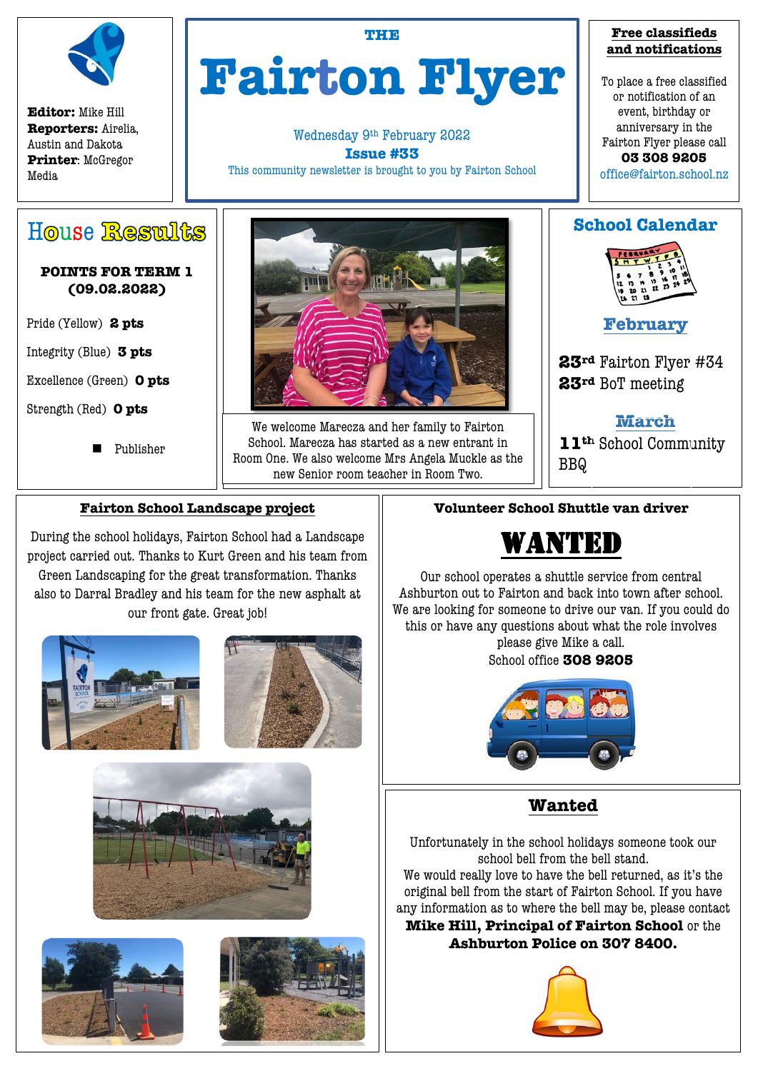**Editor:** Mike Hill
**Reporters:** Airelia, Austin and Dakota
**Printer**: McGregor Media

# THE Fairton Flyer

Wednesday 9th February 2022
**Issue #33**
This community newsletter is brought to you by Fairton School

**Free classifieds and notifications**

To place a free classified or notification of an event, birthday or anniversary in the Fairton Flyer please call
**03 308 9205**
office@fairton.school.nz

## House Results

**POINTS FOR TERM 1 (09.02.2022)**

Pride (Yellow) **2 pts**

Integrity (Blue) **3 pts**

Excellence (Green) **0 pts**

Strength (Red) **0 pts**

- Publisher

We welcome Marecza and her family to Fairton School. Marecza has started as a new entrant in Room One. We also welcome Mrs Angela Muckle as the new Senior room teacher in Room Two.

## School Calendar

### February

**23rd** Fairton Flyer #34
**23rd** BoT meeting

### March

**11th** School Community BBQ

## Fairton School Landscape project

During the school holidays, Fairton School had a Landscape project carried out. Thanks to Kurt Green and his team from Green Landscaping for the great transformation. Thanks also to Darral Bradley and his team for the new asphalt at our front gate. Great job!

## Volunteer School Shuttle van driver

# WANTED

Our school operates a shuttle service from central Ashburton out to Fairton and back into town after school. We are looking for someone to drive our van. If you could do this or have any questions about what the role involves please give Mike a call.
School office **308 9205**

## Wanted

Unfortunately in the school holidays someone took our school bell from the bell stand.
We would really love to have the bell returned, as it's the original bell from the start of Fairton School. If you have any information as to where the bell may be, please contact **Mike Hill, Principal of Fairton School** or the **Ashburton Police on 307 8400.**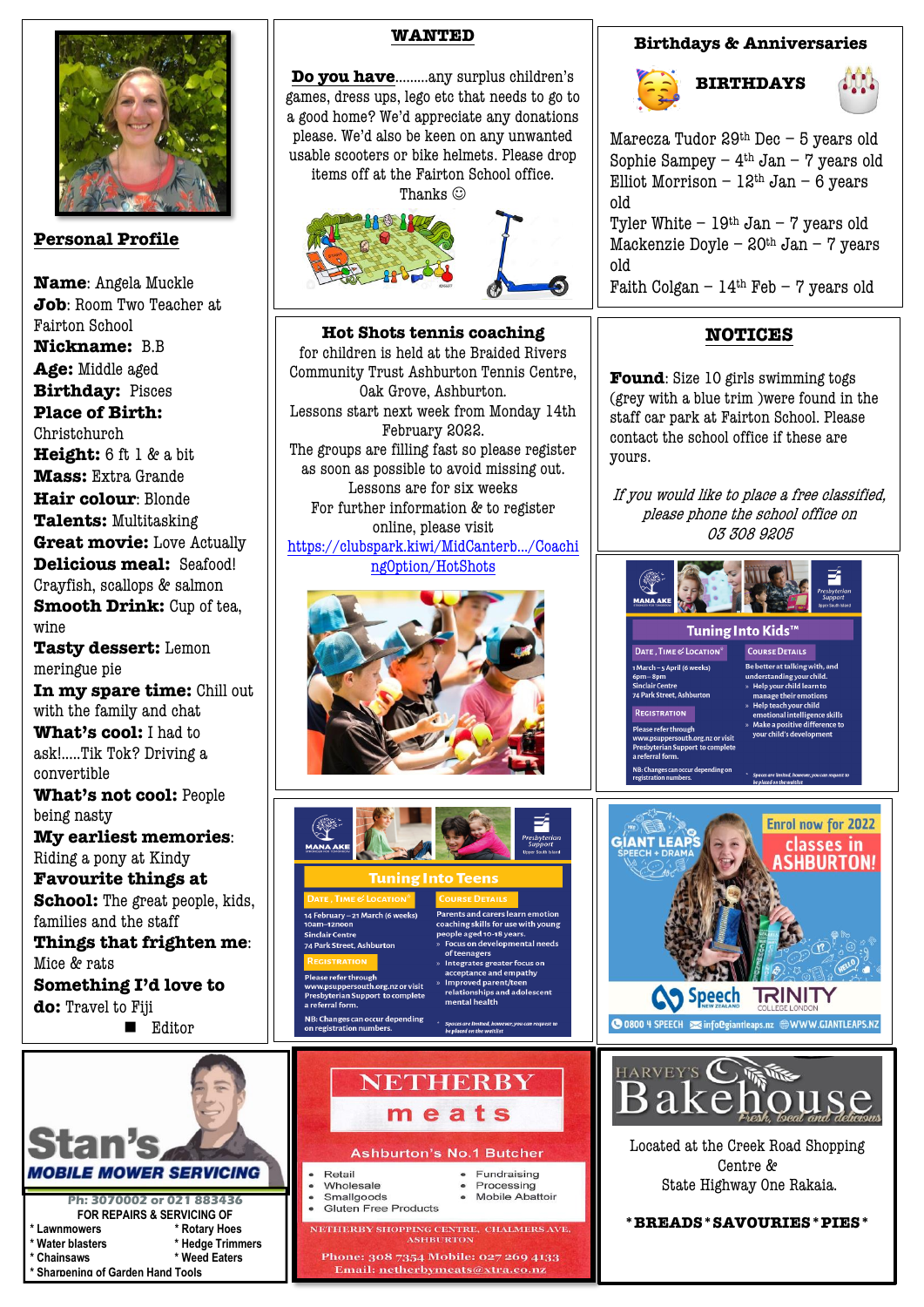## Personal Profile

**Name**: Angela Muckle
**Job**: Room Two Teacher at Fairton School
**Nickname:** B.B
**Age:** Middle aged
**Birthday:** Pisces
**Place of Birth:** Christchurch
**Height:** 6 ft 1 & a bit
**Mass:** Extra Grande
**Hair colour**: Blonde
**Talents:** Multitasking
**Great movie:** Love Actually
**Delicious meal:** Seafood! Crayfish, scallops & salmon
**Smooth Drink:** Cup of tea, wine
**Tasty dessert:** Lemon meringue pie
**In my spare time:** Chill out with the family and chat
**What's cool:** I had to ask!.....Tik Tok? Driving a convertible
**What's not cool:** People being nasty
**My earliest memories**: Riding a pony at Kindy
**Favourite things at School:** The great people, kids, families and the staff
**Things that frighten me**: Mice & rats
**Something I'd love to do:** Travel to Fiji

■ Editor

## WANTED

**Do you have**.........any surplus children's games, dress ups, lego etc that needs to go to a good home? We'd appreciate any donations please. We'd also be keen on any unwanted usable scooters or bike helmets. Please drop items off at the Fairton School office.
Thanks ☺

## Birthdays & Anniversaries

### BIRTHDAYS

Marecza Tudor 29th Dec – 5 years old
Sophie Sampey – 4th Jan – 7 years old
Elliot Morrison – 12th Jan – 6 years old
Tyler White – 19th Jan – 7 years old
Mackenzie Doyle – 20th Jan – 7 years old
Faith Colgan – 14th Feb – 7 years old

## Hot Shots tennis coaching

for children is held at the Braided Rivers Community Trust Ashburton Tennis Centre, Oak Grove, Ashburton.
Lessons start next week from Monday 14th February 2022.
The groups are filling fast so please register as soon as possible to avoid missing out.
Lessons are for six weeks
For further information & to register online, please visit
https://clubspark.kiwi/MidCanterb.../CoachingOption/HotShots

## NOTICES

**Found**: Size 10 girls swimming togs (grey with a blue trim )were found in the staff car park at Fairton School. Please contact the school office if these are yours.

*If you would like to place a free classified, please phone the school office on 03 308 9205*

MANA AKE
Presbyterian Support Upper South Island

### Tuning Into Kids™

**Date, Time & Location**
1 March – 5 April (6 weeks)
6pm – 8pm
Sinclair Centre
74 Park Street, Ashburton

**Registration**
Please refer through www.psuppersouth.org.nz or visit Presbyterian Support to complete a referral form.

NB: Changes can occur depending on registration numbers.

**Course Details**
Be better at talking with, and understanding your child.
- Help your child learn to manage their emotions
- Help teach your child emotional intelligence skills
- Make a positive difference to your child's development

Spaces are limited, however, you can request to be placed on the waitlist

MANA AKE
Presbyterian Support Upper South Island

### Tuning Into Teens

**Date, Time & Location**
14 February – 21 March (6 weeks)
10am – 12noon
Sinclair Centre
74 Park Street, Ashburton

**Registration**
Please refer through www.psuppersouth.org.nz or visit Presbyterian Support to complete a referral form.

NB: Changes can occur depending on registration numbers.

**Course Details**
Parents and carers learn emotion coaching skills for use with young people aged 10-18 years.
- Focus on developmental needs of teenagers
- Integrates greater focus on acceptance and empathy
- Improved parent/teen relationships and adolescent mental health

Spaces are limited, however, you can request to be placed on the waitlist

GIANT LEAPS SPEECH + DRAMA

Enrol now for 2022
**classes in ASHBURTON!**

Speech New Zealand | TRINITY COLLEGE LONDON

0800 4 SPEECH | info@giantleaps.nz | WWW.GIANTLEAPS.NZ

## Stan's MOBILE MOWER SERVICING

Ph: 3070002 or 021 883436
FOR REPAIRS & SERVICING OF
* Lawnmowers
* Rotary Hoes
* Water blasters
* Hedge Trimmers
* Chainsaws
* Weed Eaters
* Sharpening of Garden Hand Tools

## NETHERBY meats

Ashburton's No.1 Butcher

- Retail
- Wholesale
- Smallgoods
- Gluten Free Products
- Fundraising
- Processing
- Mobile Abattoir

NETHERBY SHOPPING CENTRE, CHALMERS AVE, ASHBURTON
Phone: 308 7354 Mobile: 027 269 4133
Email: netherbymeats@xtra.co.nz

## HARVEY'S Bakehouse

*Fresh, local and delicious*

Located at the Creek Road Shopping Centre &
State Highway One Rakaia.

**\*BREADS\*SAVOURIES\*PIES\***